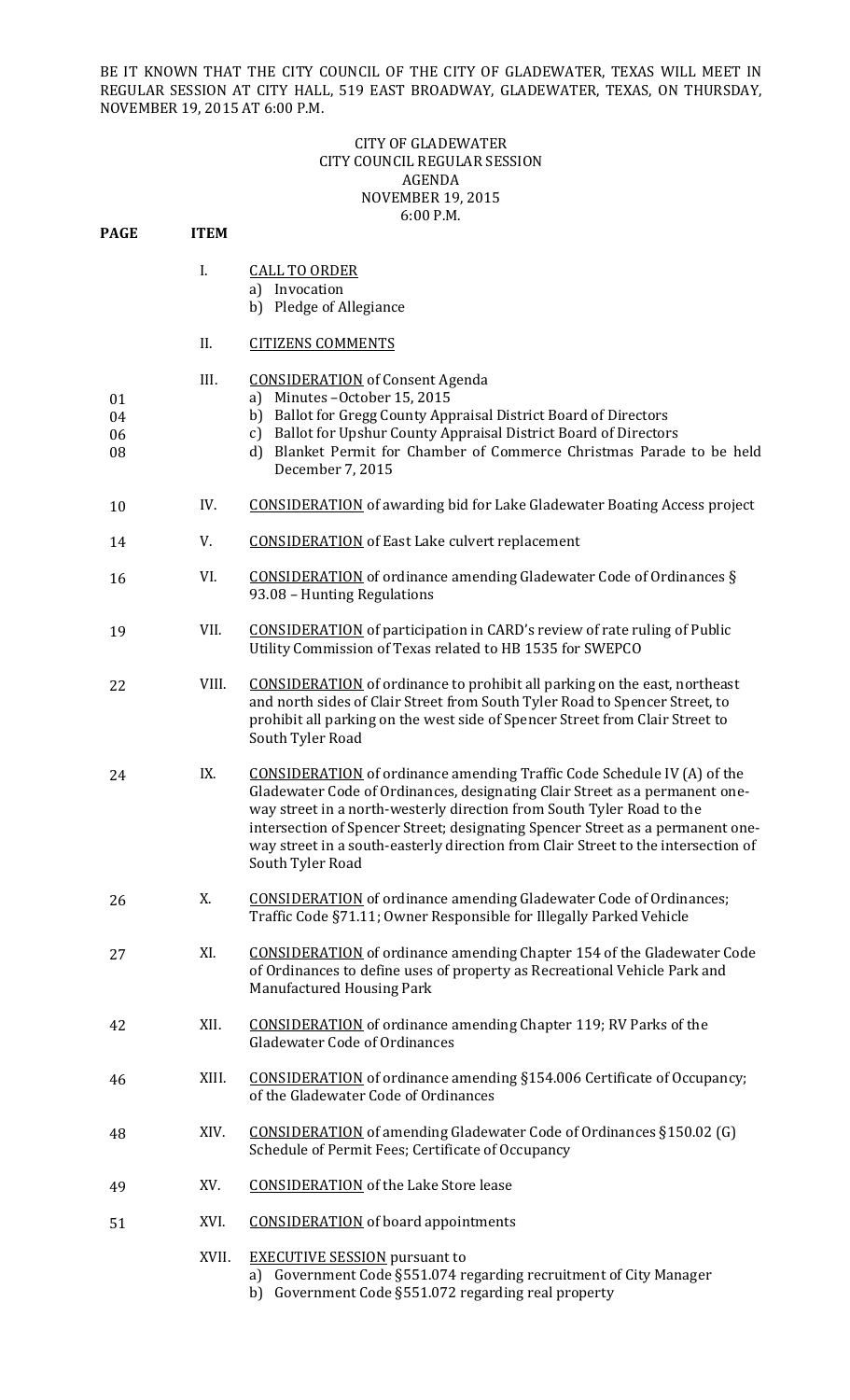BE IT KNOWN THAT THE CITY COUNCIL OF THE CITY OF GLADEWATER, TEXAS WILL MEET IN REGULAR SESSION AT CITY HALL, 519 EAST BROADWAY, GLADEWATER, TEXAS, ON THURSDAY, NOVEMBER 19, 2015 AT 6:00 P.M.

CITY OF GLADEWATER
CITY COUNCIL REGULAR SESSION
AGENDA
NOVEMBER 19, 2015
6:00 P.M.

| PAGE | ITEM | |
|---|---|---|
| | I. | CALL TO ORDER<br>a) Invocation<br>b) Pledge of Allegiance |
| | II. | CITIZENS COMMENTS |
| | III. | CONSIDERATION of Consent Agenda |
| 01 | | a) Minutes – October 15, 2015 |
| 04 | | b) Ballot for Gregg County Appraisal District Board of Directors |
| 06 | | c) Ballot for Upshur County Appraisal District Board of Directors |
| 08 | | d) Blanket Permit for Chamber of Commerce Christmas Parade to be held December 7, 2015 |
| 10 | IV. | CONSIDERATION of awarding bid for Lake Gladewater Boating Access project |
| 14 | V. | CONSIDERATION of East Lake culvert replacement |
| 16 | VI. | CONSIDERATION of ordinance amending Gladewater Code of Ordinances § 93.08 – Hunting Regulations |
| 19 | VII. | CONSIDERATION of participation in CARD's review of rate ruling of Public Utility Commission of Texas related to HB 1535 for SWEPCO |
| 22 | VIII. | CONSIDERATION of ordinance to prohibit all parking on the east, northeast and north sides of Clair Street from South Tyler Road to Spencer Street, to prohibit all parking on the west side of Spencer Street from Clair Street to South Tyler Road |
| 24 | IX. | CONSIDERATION of ordinance amending Traffic Code Schedule IV (A) of the Gladewater Code of Ordinances, designating Clair Street as a permanent one-way street in a north-westerly direction from South Tyler Road to the intersection of Spencer Street; designating Spencer Street as a permanent one-way street in a south-easterly direction from Clair Street to the intersection of South Tyler Road |
| 26 | X. | CONSIDERATION of ordinance amending Gladewater Code of Ordinances; Traffic Code §71.11; Owner Responsible for Illegally Parked Vehicle |
| 27 | XI. | CONSIDERATION of ordinance amending Chapter 154 of the Gladewater Code of Ordinances to define uses of property as Recreational Vehicle Park and Manufactured Housing Park |
| 42 | XII. | CONSIDERATION of ordinance amending Chapter 119; RV Parks of the Gladewater Code of Ordinances |
| 46 | XIII. | CONSIDERATION of ordinance amending §154.006 Certificate of Occupancy; of the Gladewater Code of Ordinances |
| 48 | XIV. | CONSIDERATION of amending Gladewater Code of Ordinances §150.02 (G) Schedule of Permit Fees; Certificate of Occupancy |
| 49 | XV. | CONSIDERATION of the Lake Store lease |
| 51 | XVI. | CONSIDERATION of board appointments |
| | XVII. | EXECUTIVE SESSION pursuant to<br>a) Government Code §551.074 regarding recruitment of City Manager<br>b) Government Code §551.072 regarding real property |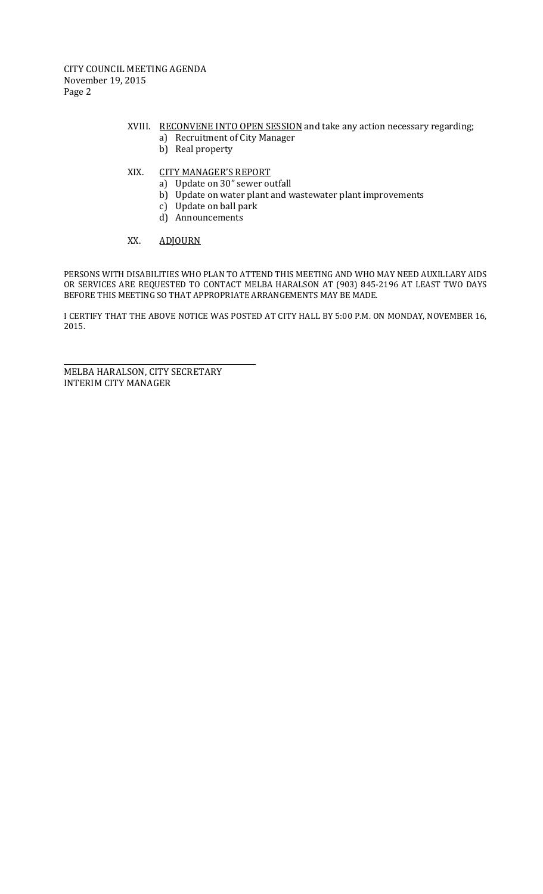XVIII. RECONVENE INTO OPEN SESSION and take any action necessary regarding;
   a) Recruitment of City Manager
   b) Real property

XIX. CITY MANAGER'S REPORT
   a) Update on 30" sewer outfall
   b) Update on water plant and wastewater plant improvements
   c) Update on ball park
   d) Announcements

XX. ADJOURN

PERSONS WITH DISABILITIES WHO PLAN TO ATTEND THIS MEETING AND WHO MAY NEED AUXILLARY AIDS OR SERVICES ARE REQUESTED TO CONTACT MELBA HARALSON AT (903) 845-2196 AT LEAST TWO DAYS BEFORE THIS MEETING SO THAT APPROPRIATE ARRANGEMENTS MAY BE MADE.

I CERTIFY THAT THE ABOVE NOTICE WAS POSTED AT CITY HALL BY 5:00 P.M. ON MONDAY, NOVEMBER 16, 2015.

MELBA HARALSON, CITY SECRETARY
INTERIM CITY MANAGER